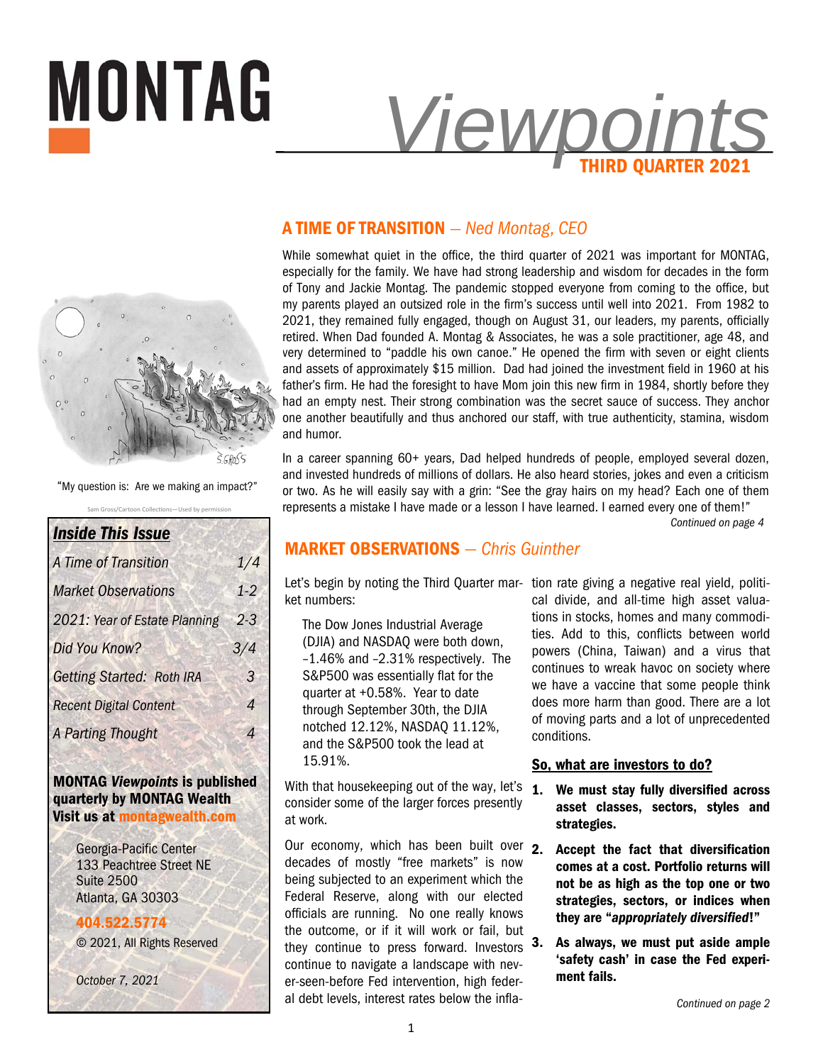# MONTAG *Viewpoints*

**THIRD QUARTER 2021**

"My question is: Are we making an impact?"

Sam Gross/Cartoon Collections—Used by permission

## A TIME OF TRANSITION — *Ned Montag, CEO*

While somewhat quiet in the office, the third quarter of 2021 was important for MONTAG, especially for the family. We have had strong leadership and wisdom for decades in the form of Tony and Jackie Montag. The pandemic stopped everyone from coming to the office, but my parents played an outsized role in the firm's success until well into 2021. From 1982 to 2021, they remained fully engaged, though on August 31, our leaders, my parents, officially retired. When Dad founded A. Montag & Associates, he was a sole practitioner, age 48, and very determined to "paddle his own canoe." He opened the firm with seven or eight clients and assets of approximately $15 million. Dad had joined the investment field in 1960 at his father's firm. He had the foresight to have Mom join this new firm in 1984, shortly before they had an empty nest. Their strong combination was the secret sauce of success. They anchor one another beautifully and thus anchored our staff, with true authenticity, stamina, wisdom and humor.

In a career spanning 60+ years, Dad helped hundreds of people, employed several dozen, and invested hundreds of millions of dollars. He also heard stories, jokes and even a criticism or two. As he will easily say with a grin: "See the gray hairs on my head? Each one of them represents a mistake I have made or a lesson I have learned. I earned every one of them!"

*Continued on page 4*

## MARKET OBSERVATIONS — *Chris Guinther*

Let's begin by noting the Third Quarter market numbers:

> The Dow Jones Industrial Average (DJIA) and NASDAQ were both down, -1.46% and -2.31% respectively. The S&P500 was essentially flat for the quarter at +0.58%. Year to date through September 30th, the DJIA notched 12.12%, NASDAQ 11.12%, and the S&P500 took the lead at 15.91%.

With that housekeeping out of the way, let's consider some of the larger forces presently at work.

Our economy, which has been built over decades of mostly "free markets" is now being subjected to an experiment which the Federal Reserve, along with our elected officials are running. No one really knows the outcome, or if it will work or fail, but they continue to press forward. Investors continue to navigate a landscape with never-seen-before Fed intervention, high federal debt levels, interest rates below the inflation rate giving a negative real yield, political divide, and all-time high asset valuations in stocks, homes and many commodities. Add to this, conflicts between world powers (China, Taiwan) and a virus that continues to wreak havoc on society where we have a vaccine that some people think does more harm than good. There are a lot of moving parts and a lot of unprecedented conditions.

**So, what are investors to do?**

1. **We must stay fully diversified across asset classes, sectors, styles and strategies.**
2. **Accept the fact that diversification comes at a cost. Portfolio returns will not be as high as the top one or two strategies, sectors, or indices when they are "*appropriately diversified*!"**
3. **As always, we must put aside ample 'safety cash' in case the Fed experiment fails.**

*Continued on page 2*

### *Inside This Issue*

| | |
|---|---|
| *A Time of Transition* | *1/4* |
| *Market Observations* | *1-2* |
| *2021: Year of Estate Planning* | *2-3* |
| *Did You Know?* | *3/4* |
| *Getting Started: Roth IRA* | *3* |
| *Recent Digital Content* | *4* |
| *A Parting Thought* | *4* |

**MONTAG *Viewpoints* is published quarterly by MONTAG Wealth**
**Visit us at montagwealth.com**

Georgia-Pacific Center
133 Peachtree Street NE
Suite 2500
Atlanta, GA 30303

**404.522.5774**

© 2021, All Rights Reserved

*October 7, 2021*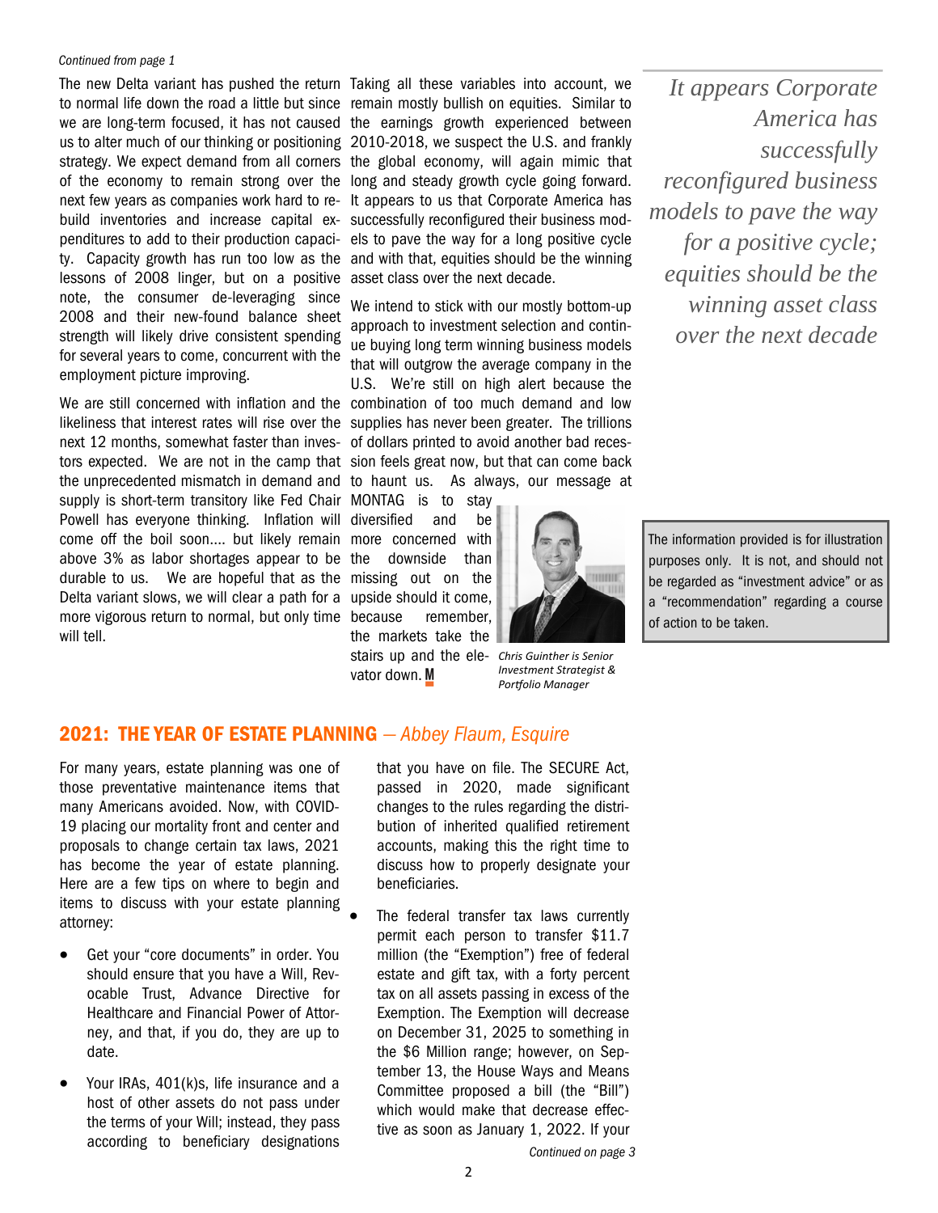*Continued from page 1*

The new Delta variant has pushed the return to normal life down the road a little but since we are long-term focused, it has not caused us to alter much of our thinking or positioning strategy. We expect demand from all corners of the economy to remain strong over the next few years as companies work hard to rebuild inventories and increase capital expenditures to add to their production capacity. Capacity growth has run too low as the lessons of 2008 linger, but on a positive note, the consumer de-leveraging since 2008 and their new-found balance sheet strength will likely drive consistent spending for several years to come, concurrent with the employment picture improving.

We are still concerned with inflation and the likeliness that interest rates will rise over the next 12 months, somewhat faster than investors expected. We are not in the camp that the unprecedented mismatch in demand and supply is short-term transitory like Fed Chair Powell has everyone thinking. Inflation will come off the boil soon.... but likely remain above 3% as labor shortages appear to be durable to us. We are hopeful that as the Delta variant slows, we will clear a path for a more vigorous return to normal, but only time will tell.

Taking all these variables into account, we remain mostly bullish on equities. Similar to the earnings growth experienced between 2010-2018, we suspect the U.S. and frankly the global economy, will again mimic that long and steady growth cycle going forward. It appears to us that Corporate America has successfully reconfigured their business models to pave the way for a long positive cycle and with that, equities should be the winning asset class over the next decade.

We intend to stick with our mostly bottom-up approach to investment selection and continue buying long term winning business models that will outgrow the average company in the U.S. We're still on high alert because the combination of too much demand and low supplies has never been greater. The trillions of dollars printed to avoid another bad recession feels great now, but that can come back to haunt us. As always, our message at MONTAG is to stay diversified and be more concerned with the downside than missing out on the upside should it come, because remember, the markets take the stairs up and the elevator down. **M**

*Chris Guinther is Senior Investment Strategist & Portfolio Manager*

*It appears Corporate America has successfully reconfigured business models to pave the way for a positive cycle; equities should be the winning asset class over the next decade*

The information provided is for illustration purposes only. It is not, and should not be regarded as "investment advice" or as a "recommendation" regarding a course of action to be taken.

## 2021: THE YEAR OF ESTATE PLANNING — *Abbey Flaum, Esquire*

For many years, estate planning was one of those preventative maintenance items that many Americans avoided. Now, with COVID-19 placing our mortality front and center and proposals to change certain tax laws, 2021 has become the year of estate planning. Here are a few tips on where to begin and items to discuss with your estate planning attorney:

- Get your "core documents" in order. You should ensure that you have a Will, Revocable Trust, Advance Directive for Healthcare and Financial Power of Attorney, and that, if you do, they are up to date.
- Your IRAs, 401(k)s, life insurance and a host of other assets do not pass under the terms of your Will; instead, they pass according to beneficiary designations that you have on file. The SECURE Act, passed in 2020, made significant changes to the rules regarding the distribution of inherited qualified retirement accounts, making this the right time to discuss how to properly designate your beneficiaries.
- The federal transfer tax laws currently permit each person to transfer $11.7 million (the "Exemption") free of federal estate and gift tax, with a forty percent tax on all assets passing in excess of the Exemption. The Exemption will decrease on December 31, 2025 to something in the $6 Million range; however, on September 13, the House Ways and Means Committee proposed a bill (the "Bill") which would make that decrease effective as soon as January 1, 2022. If your

*Continued on page 3*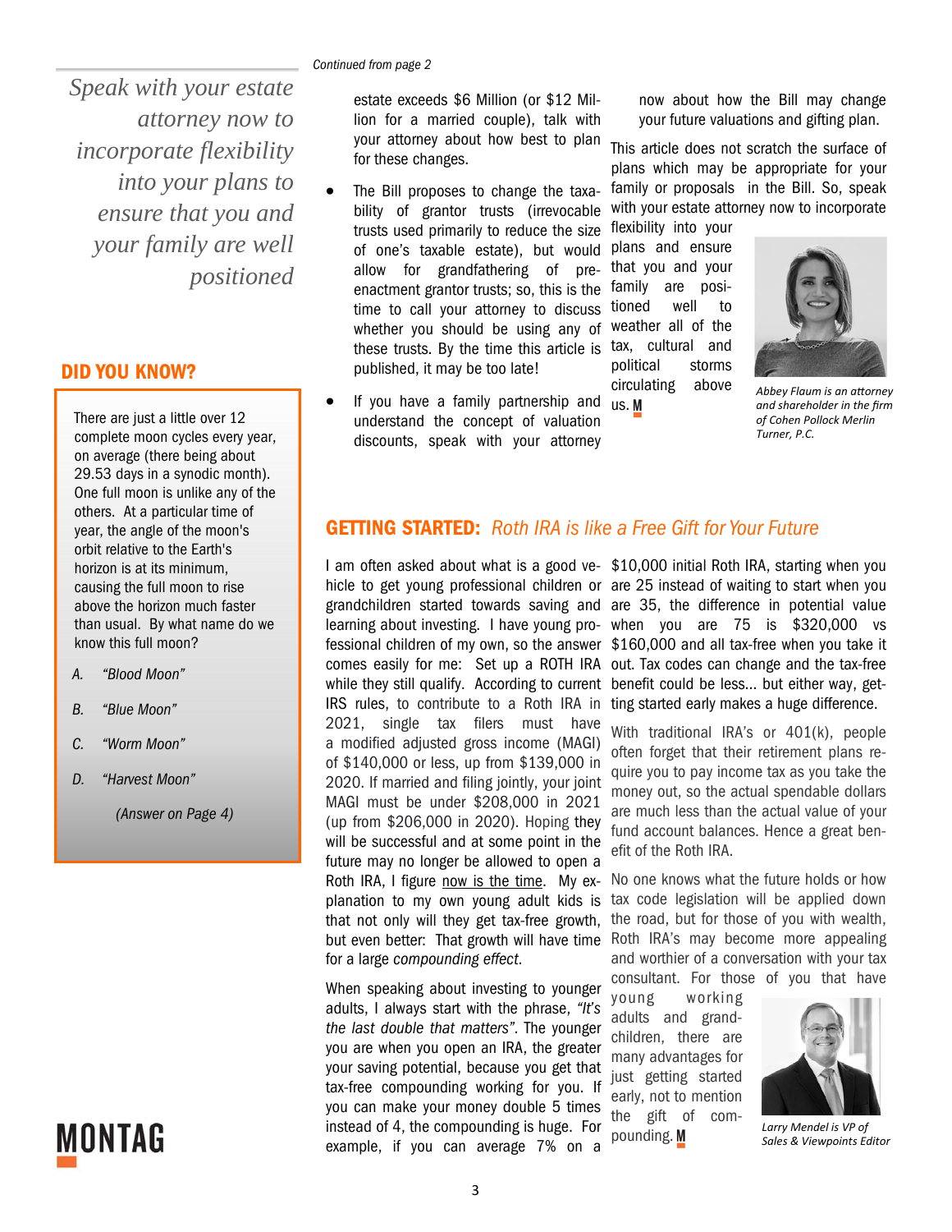*Continued from page 2*

> *Speak with your estate attorney now to incorporate flexibility into your plans to ensure that you and your family are well positioned*

estate exceeds $6 Million (or $12 Million for a married couple), talk with your attorney about how best to plan for these changes.

- The Bill proposes to change the taxability of grantor trusts (irrevocable trusts used primarily to reduce the size of one's taxable estate), but would allow for grandfathering of pre-enactment grantor trusts; so, this is the time to call your attorney to discuss whether you should be using any of these trusts. By the time this article is published, it may be too late!
- If you have a family partnership and understand the concept of valuation discounts, speak with your attorney now about how the Bill may change your future valuations and gifting plan.

This article does not scratch the surface of plans which may be appropriate for your family or proposals in the Bill. So, speak with your estate attorney now to incorporate flexibility into your plans and ensure that you and your family are positioned well to weather all of the tax, cultural and political storms circulating above us. **M**

*Abbey Flaum is an attorney and shareholder in the firm of Cohen Pollock Merlin Turner, P.C.*

## DID YOU KNOW?

There are just a little over 12 complete moon cycles every year, on average (there being about 29.53 days in a synodic month). One full moon is unlike any of the others. At a particular time of year, the angle of the moon's orbit relative to the Earth's horizon is at its minimum, causing the full moon to rise above the horizon much faster than usual. By what name do we know this full moon?

A. *"Blood Moon"*

B. *"Blue Moon"*

C. *"Worm Moon"*

D. *"Harvest Moon"*

*(Answer on Page 4)*

## GETTING STARTED: *Roth IRA is like a Free Gift for Your Future*

I am often asked about what is a good vehicle to get young professional children or grandchildren started towards saving and learning about investing. I have young professional children of my own, so the answer comes easily for me: Set up a ROTH IRA while they still qualify. According to current IRS rules, to contribute to a Roth IRA in 2021, single tax filers must have a modified adjusted gross income (MAGI) of $140,000 or less, up from $139,000 in 2020. If married and filing jointly, your joint MAGI must be under $208,000 in 2021 (up from $206,000 in 2020). Hoping they will be successful and at some point in the future may no longer be allowed to open a Roth IRA, I figure now is the time. My explanation to my own young adult kids is that not only will they get tax-free growth, but even better: That growth will have time for a large *compounding effect*.

When speaking about investing to younger adults, I always start with the phrase, *"It's the last double that matters"*. The younger you are when you open an IRA, the greater your saving potential, because you get that tax-free compounding working for you. If you can make your money double 5 times instead of 4, the compounding is huge. For example, if you can average 7% on a $10,000 initial Roth IRA, starting when you are 25 instead of waiting to start when you are 35, the difference in potential value when you are 75 is $320,000 vs $160,000 and all tax-free when you take it out. Tax codes can change and the tax-free benefit could be less... but either way, getting started early makes a huge difference.

With traditional IRA's or 401(k), people often forget that their retirement plans require you to pay income tax as you take the money out, so the actual spendable dollars are much less than the actual value of your fund account balances. Hence a great benefit of the Roth IRA.

No one knows what the future holds or how tax code legislation will be applied down the road, but for those of you with wealth, Roth IRA's may become more appealing and worthier of a conversation with your tax consultant. For those of you that have young working adults and grandchildren, there are many advantages for just getting started early, not to mention the gift of compounding. **M**

*Larry Mendel is VP of Sales & Viewpoints Editor*

MONTAG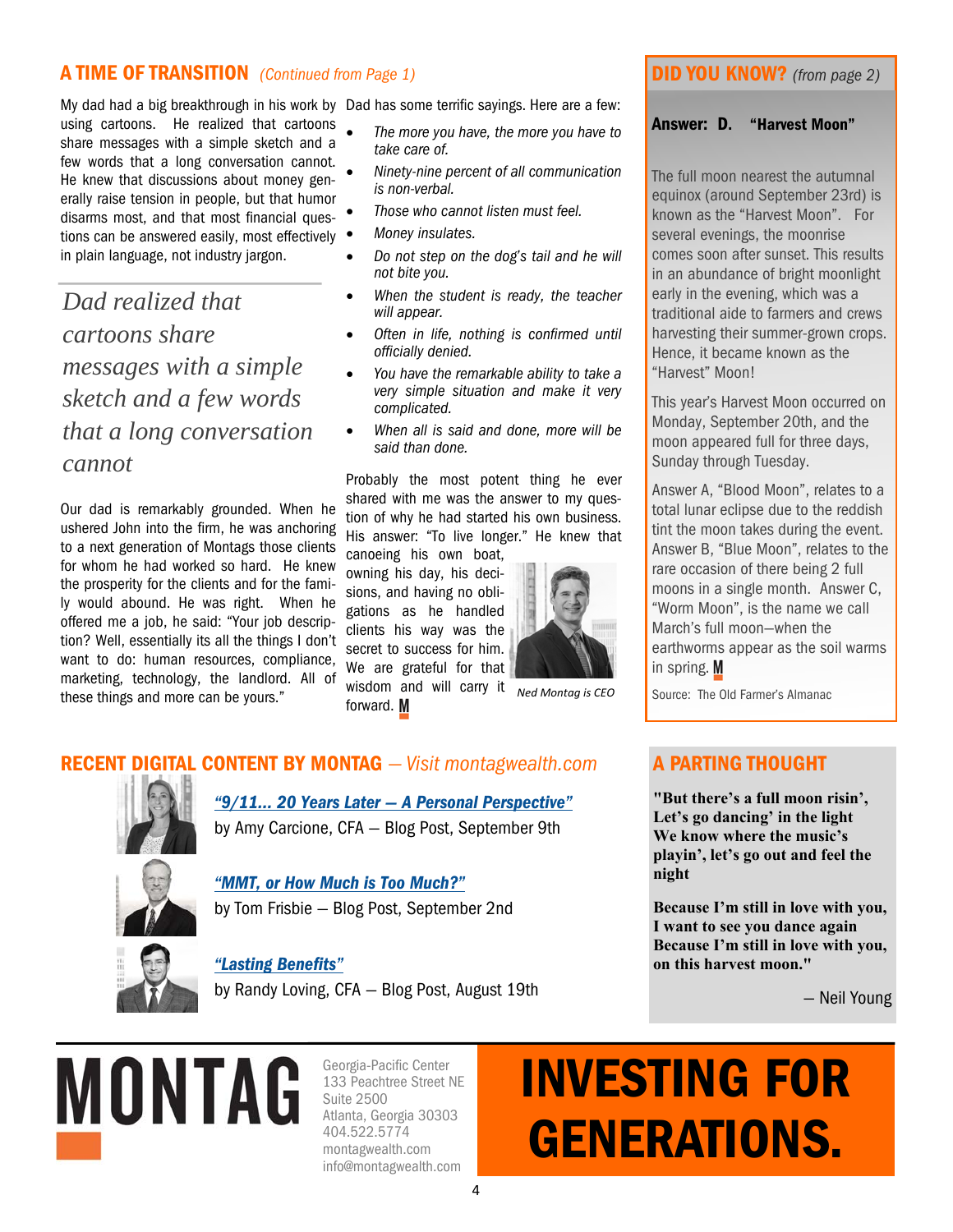## A TIME OF TRANSITION *(Continued from Page 1)*

My dad had a big breakthrough in his work by using cartoons. He realized that cartoons share messages with a simple sketch and a few words that a long conversation cannot. He knew that discussions about money generally raise tension in people, but that humor disarms most, and that most financial questions can be answered easily, most effectively in plain language, not industry jargon.

> *Dad realized that cartoons share messages with a simple sketch and a few words that a long conversation cannot*

Our dad is remarkably grounded. When he ushered John into the firm, he was anchoring to a next generation of Montags those clients for whom he had worked so hard. He knew the prosperity for the clients and for the family would abound. He was right. When he offered me a job, he said: "Your job description? Well, essentially its all the things I don't want to do: human resources, compliance, marketing, technology, the landlord. All of these things and more can be yours."

Dad has some terrific sayings. Here are a few:

- *The more you have, the more you have to take care of.*
- *Ninety-nine percent of all communication is non-verbal.*
- *Those who cannot listen must feel.*
- *Money insulates.*
- *Do not step on the dog's tail and he will not bite you.*
- *When the student is ready, the teacher will appear.*
- *Often in life, nothing is confirmed until officially denied.*
- *You have the remarkable ability to take a very simple situation and make it very complicated.*
- *When all is said and done, more will be said than done.*

Probably the most potent thing he ever shared with me was the answer to my question of why he had started his own business. His answer: "To live longer." He knew that canoeing his own boat, owning his day, his decisions, and having no obligations as he handled clients his way was the secret to success for him. We are grateful for that wisdom and will carry it forward. M

*Ned Montag is CEO*

## DID YOU KNOW? *(from page 2)*

**Answer: D. "Harvest Moon"**

The full moon nearest the autumnal equinox (around September 23rd) is known as the "Harvest Moon". For several evenings, the moonrise comes soon after sunset. This results in an abundance of bright moonlight early in the evening, which was a traditional aide to farmers and crews harvesting their summer-grown crops. Hence, it became known as the "Harvest" Moon!

This year's Harvest Moon occurred on Monday, September 20th, and the moon appeared full for three days, Sunday through Tuesday.

Answer A, "Blood Moon", relates to a total lunar eclipse due to the reddish tint the moon takes during the event. Answer B, "Blue Moon", relates to the rare occasion of there being 2 full moons in a single month. Answer C, "Worm Moon", is the name we call March's full moon—when the earthworms appear as the soil warms in spring. M

Source: The Old Farmer's Almanac

## RECENT DIGITAL CONTENT BY MONTAG — *Visit montagwealth.com*

***"9/11... 20 Years Later — A Personal Perspective"***
by Amy Carcione, CFA — Blog Post, September 9th

***"MMT, or How Much is Too Much?"***
by Tom Frisbie — Blog Post, September 2nd

***"Lasting Benefits"***
by Randy Loving, CFA — Blog Post, August 19th

## A PARTING THOUGHT

**"But there's a full moon risin',
Let's go dancing' in the light
We know where the music's playin', let's go out and feel the night**

**Because I'm still in love with you,
I want to see you dance again
Because I'm still in love with you,
on this harvest moon."**

— Neil Young

# MONTAG

Georgia-Pacific Center
133 Peachtree Street NE
Suite 2500
Atlanta, Georgia 30303
404.522.5774
montagwealth.com
info@montagwealth.com

# INVESTING FOR GENERATIONS.